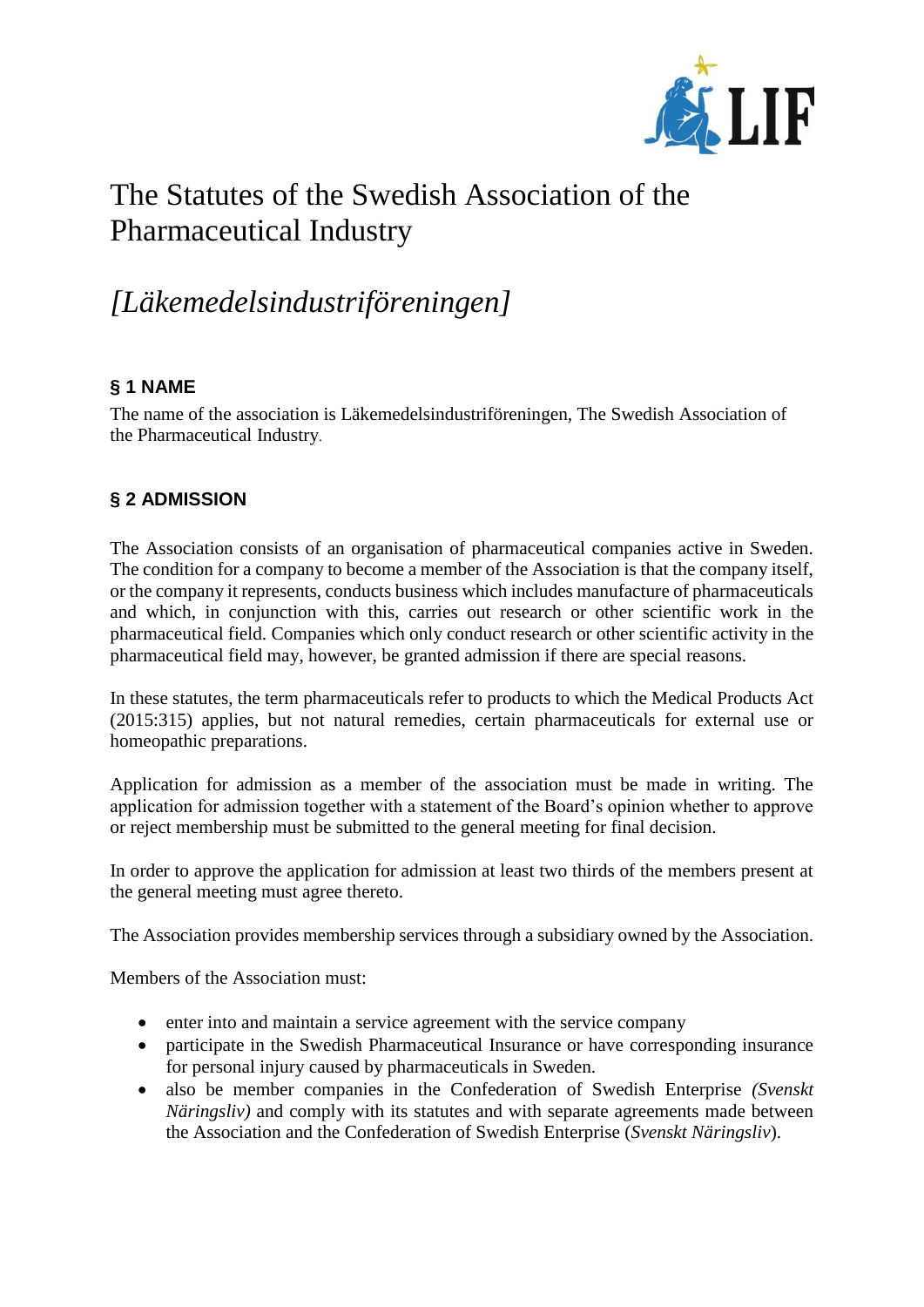# The Statutes of the Swedish Association of the Pharmaceutical Industry

# *[Läkemedelsindustriföreningen]*

## § 1 NAME

The name of the association is Läkemedelsindustriföreningen, The Swedish Association of the Pharmaceutical Industry.

## § 2 ADMISSION

The Association consists of an organisation of pharmaceutical companies active in Sweden. The condition for a company to become a member of the Association is that the company itself, or the company it represents, conducts business which includes manufacture of pharmaceuticals and which, in conjunction with this, carries out research or other scientific work in the pharmaceutical field. Companies which only conduct research or other scientific activity in the pharmaceutical field may, however, be granted admission if there are special reasons.

In these statutes, the term pharmaceuticals refer to products to which the Medical Products Act (2015:315) applies, but not natural remedies, certain pharmaceuticals for external use or homeopathic preparations.

Application for admission as a member of the association must be made in writing. The application for admission together with a statement of the Board's opinion whether to approve or reject membership must be submitted to the general meeting for final decision.

In order to approve the application for admission at least two thirds of the members present at the general meeting must agree thereto.

The Association provides membership services through a subsidiary owned by the Association.

Members of the Association must:

- enter into and maintain a service agreement with the service company
- participate in the Swedish Pharmaceutical Insurance or have corresponding insurance for personal injury caused by pharmaceuticals in Sweden.
- also be member companies in the Confederation of Swedish Enterprise *(Svenskt Näringsliv)* and comply with its statutes and with separate agreements made between the Association and the Confederation of Swedish Enterprise (*Svenskt Näringsliv*).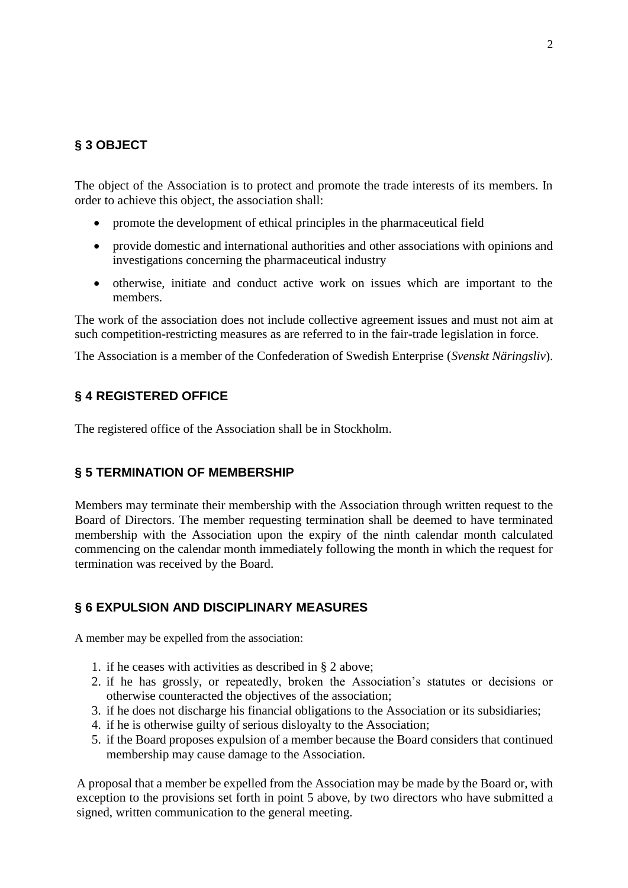## § 3 OBJECT

The object of the Association is to protect and promote the trade interests of its members. In order to achieve this object, the association shall:

- promote the development of ethical principles in the pharmaceutical field
- provide domestic and international authorities and other associations with opinions and investigations concerning the pharmaceutical industry
- otherwise, initiate and conduct active work on issues which are important to the members.

The work of the association does not include collective agreement issues and must not aim at such competition-restricting measures as are referred to in the fair-trade legislation in force.

The Association is a member of the Confederation of Swedish Enterprise (*Svenskt Näringsliv*).

## § 4 REGISTERED OFFICE

The registered office of the Association shall be in Stockholm.

## § 5 TERMINATION OF MEMBERSHIP

Members may terminate their membership with the Association through written request to the Board of Directors. The member requesting termination shall be deemed to have terminated membership with the Association upon the expiry of the ninth calendar month calculated commencing on the calendar month immediately following the month in which the request for termination was received by the Board.

## § 6 EXPULSION AND DISCIPLINARY MEASURES

A member may be expelled from the association:

1. if he ceases with activities as described in § 2 above;
2. if he has grossly, or repeatedly, broken the Association's statutes or decisions or otherwise counteracted the objectives of the association;
3. if he does not discharge his financial obligations to the Association or its subsidiaries;
4. if he is otherwise guilty of serious disloyalty to the Association;
5. if the Board proposes expulsion of a member because the Board considers that continued membership may cause damage to the Association.

A proposal that a member be expelled from the Association may be made by the Board or, with exception to the provisions set forth in point 5 above, by two directors who have submitted a signed, written communication to the general meeting.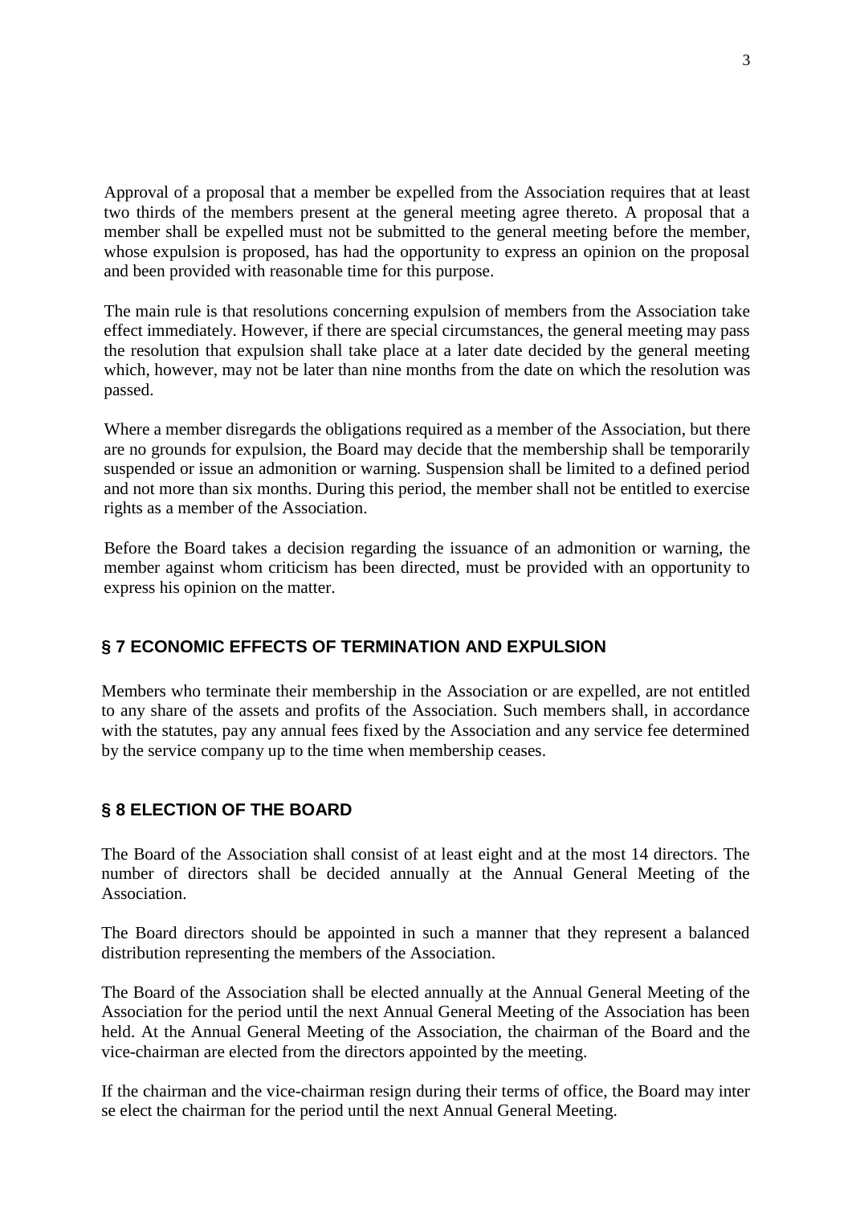Approval of a proposal that a member be expelled from the Association requires that at least two thirds of the members present at the general meeting agree thereto. A proposal that a member shall be expelled must not be submitted to the general meeting before the member, whose expulsion is proposed, has had the opportunity to express an opinion on the proposal and been provided with reasonable time for this purpose.

The main rule is that resolutions concerning expulsion of members from the Association take effect immediately. However, if there are special circumstances, the general meeting may pass the resolution that expulsion shall take place at a later date decided by the general meeting which, however, may not be later than nine months from the date on which the resolution was passed.

Where a member disregards the obligations required as a member of the Association, but there are no grounds for expulsion, the Board may decide that the membership shall be temporarily suspended or issue an admonition or warning. Suspension shall be limited to a defined period and not more than six months. During this period, the member shall not be entitled to exercise rights as a member of the Association.

Before the Board takes a decision regarding the issuance of an admonition or warning, the member against whom criticism has been directed, must be provided with an opportunity to express his opinion on the matter.

## § 7 ECONOMIC EFFECTS OF TERMINATION AND EXPULSION

Members who terminate their membership in the Association or are expelled, are not entitled to any share of the assets and profits of the Association. Such members shall, in accordance with the statutes, pay any annual fees fixed by the Association and any service fee determined by the service company up to the time when membership ceases.

## § 8 ELECTION OF THE BOARD

The Board of the Association shall consist of at least eight and at the most 14 directors. The number of directors shall be decided annually at the Annual General Meeting of the Association.

The Board directors should be appointed in such a manner that they represent a balanced distribution representing the members of the Association.

The Board of the Association shall be elected annually at the Annual General Meeting of the Association for the period until the next Annual General Meeting of the Association has been held. At the Annual General Meeting of the Association, the chairman of the Board and the vice-chairman are elected from the directors appointed by the meeting.

If the chairman and the vice-chairman resign during their terms of office, the Board may inter se elect the chairman for the period until the next Annual General Meeting.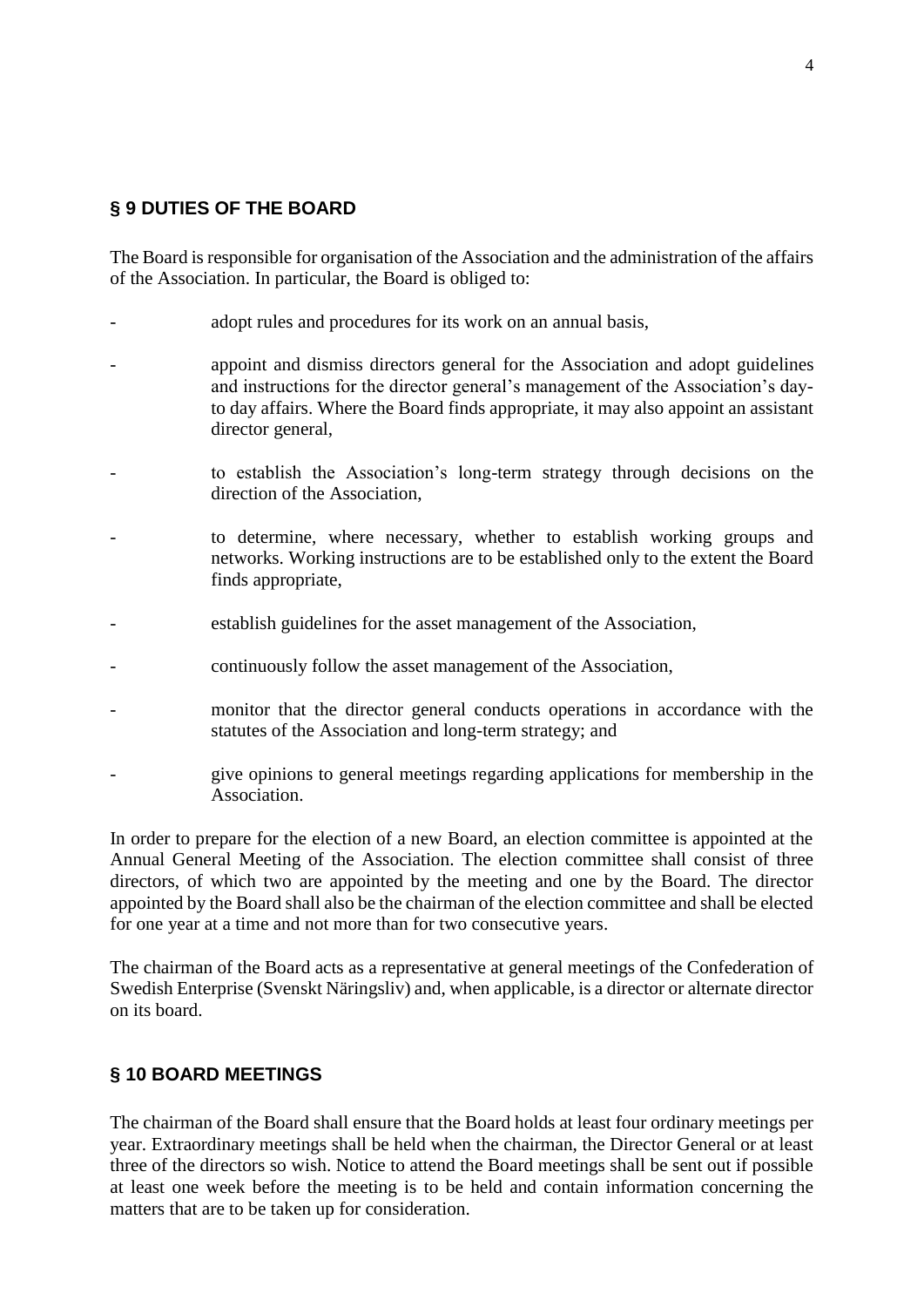## § 9 DUTIES OF THE BOARD

The Board is responsible for organisation of the Association and the administration of the affairs of the Association. In particular, the Board is obliged to:

- adopt rules and procedures for its work on an annual basis,
- appoint and dismiss directors general for the Association and adopt guidelines and instructions for the director general's management of the Association's day-to day affairs. Where the Board finds appropriate, it may also appoint an assistant director general,
- to establish the Association's long-term strategy through decisions on the direction of the Association,
- to determine, where necessary, whether to establish working groups and networks. Working instructions are to be established only to the extent the Board finds appropriate,
- establish guidelines for the asset management of the Association,
- continuously follow the asset management of the Association,
- monitor that the director general conducts operations in accordance with the statutes of the Association and long-term strategy; and
- give opinions to general meetings regarding applications for membership in the Association.

In order to prepare for the election of a new Board, an election committee is appointed at the Annual General Meeting of the Association. The election committee shall consist of three directors, of which two are appointed by the meeting and one by the Board. The director appointed by the Board shall also be the chairman of the election committee and shall be elected for one year at a time and not more than for two consecutive years.

The chairman of the Board acts as a representative at general meetings of the Confederation of Swedish Enterprise (Svenskt Näringsliv) and, when applicable, is a director or alternate director on its board.

## § 10 BOARD MEETINGS

The chairman of the Board shall ensure that the Board holds at least four ordinary meetings per year. Extraordinary meetings shall be held when the chairman, the Director General or at least three of the directors so wish. Notice to attend the Board meetings shall be sent out if possible at least one week before the meeting is to be held and contain information concerning the matters that are to be taken up for consideration.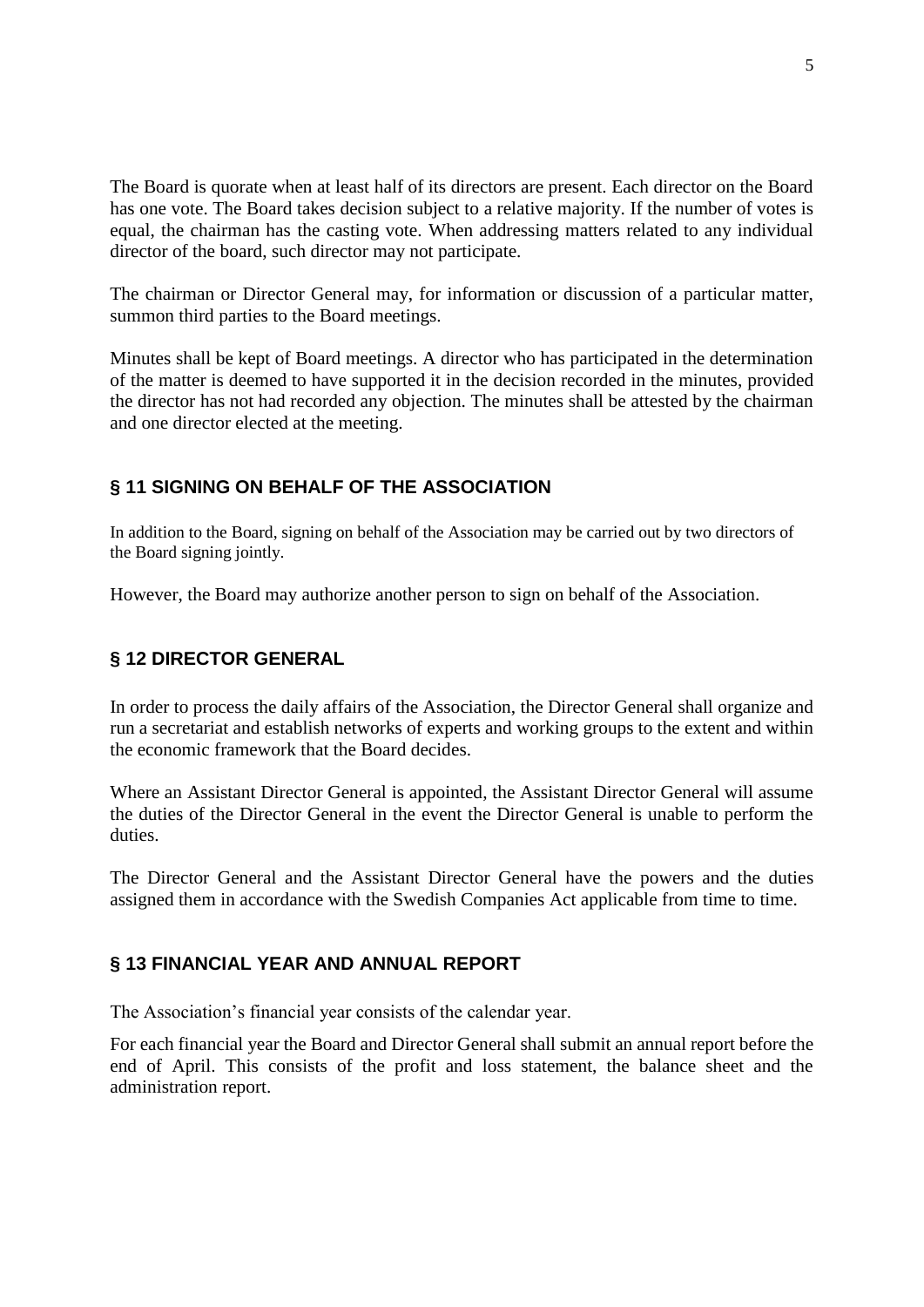The Board is quorate when at least half of its directors are present. Each director on the Board has one vote. The Board takes decision subject to a relative majority. If the number of votes is equal, the chairman has the casting vote. When addressing matters related to any individual director of the board, such director may not participate.

The chairman or Director General may, for information or discussion of a particular matter, summon third parties to the Board meetings.

Minutes shall be kept of Board meetings. A director who has participated in the determination of the matter is deemed to have supported it in the decision recorded in the minutes, provided the director has not had recorded any objection. The minutes shall be attested by the chairman and one director elected at the meeting.

## § 11 SIGNING ON BEHALF OF THE ASSOCIATION

In addition to the Board, signing on behalf of the Association may be carried out by two directors of the Board signing jointly.

However, the Board may authorize another person to sign on behalf of the Association.

## § 12 DIRECTOR GENERAL

In order to process the daily affairs of the Association, the Director General shall organize and run a secretariat and establish networks of experts and working groups to the extent and within the economic framework that the Board decides.

Where an Assistant Director General is appointed, the Assistant Director General will assume the duties of the Director General in the event the Director General is unable to perform the duties.

The Director General and the Assistant Director General have the powers and the duties assigned them in accordance with the Swedish Companies Act applicable from time to time.

## § 13 FINANCIAL YEAR AND ANNUAL REPORT

The Association's financial year consists of the calendar year.

For each financial year the Board and Director General shall submit an annual report before the end of April. This consists of the profit and loss statement, the balance sheet and the administration report.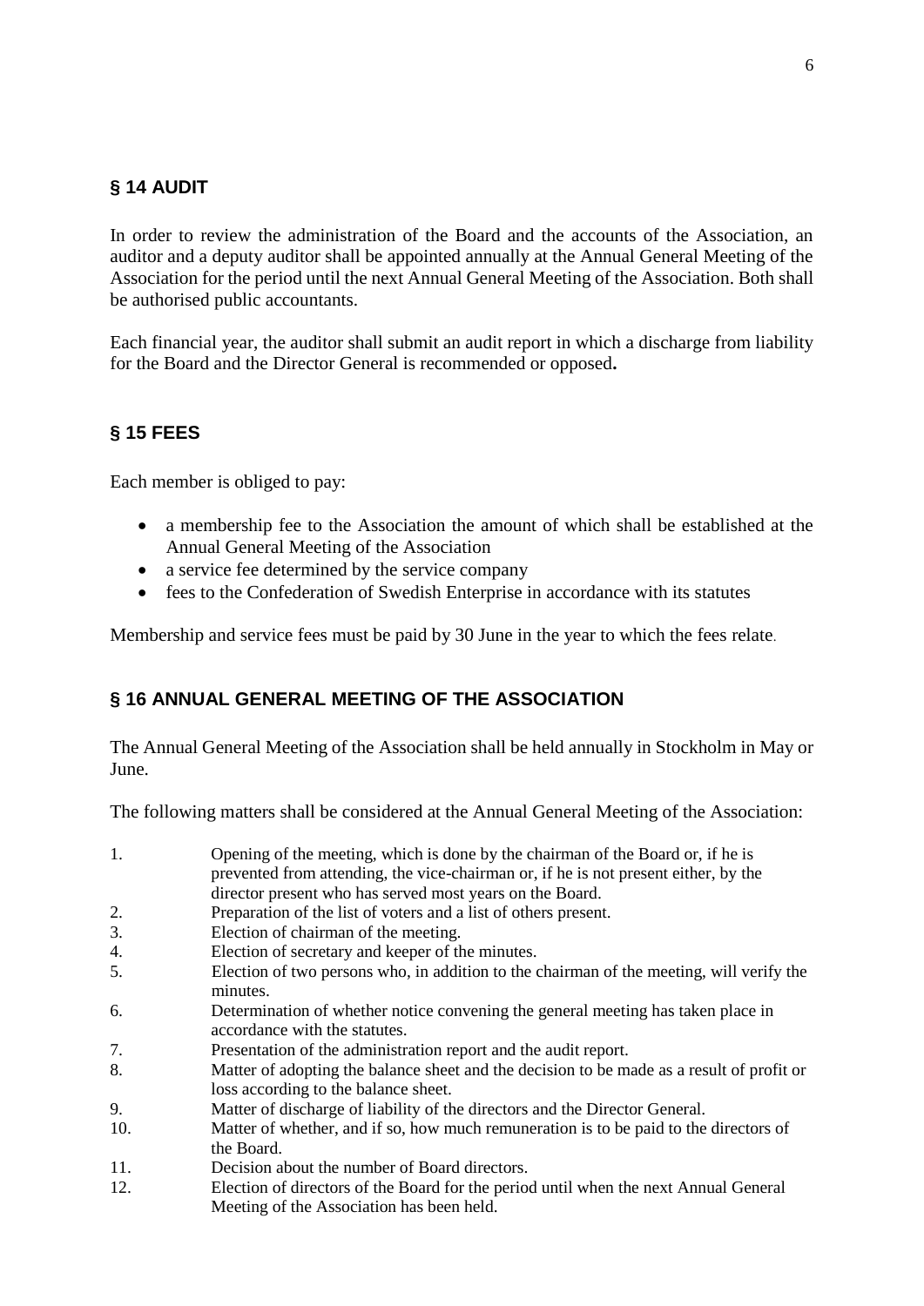## § 14 AUDIT

In order to review the administration of the Board and the accounts of the Association, an auditor and a deputy auditor shall be appointed annually at the Annual General Meeting of the Association for the period until the next Annual General Meeting of the Association. Both shall be authorised public accountants.

Each financial year, the auditor shall submit an audit report in which a discharge from liability for the Board and the Director General is recommended or opposed**.**

## § 15 FEES

Each member is obliged to pay:

- a membership fee to the Association the amount of which shall be established at the Annual General Meeting of the Association
- a service fee determined by the service company
- fees to the Confederation of Swedish Enterprise in accordance with its statutes

Membership and service fees must be paid by 30 June in the year to which the fees relate.

## § 16 ANNUAL GENERAL MEETING OF THE ASSOCIATION

The Annual General Meeting of the Association shall be held annually in Stockholm in May or June.

The following matters shall be considered at the Annual General Meeting of the Association:

1. Opening of the meeting, which is done by the chairman of the Board or, if he is prevented from attending, the vice-chairman or, if he is not present either, by the director present who has served most years on the Board.
2. Preparation of the list of voters and a list of others present.
3. Election of chairman of the meeting.
4. Election of secretary and keeper of the minutes.
5. Election of two persons who, in addition to the chairman of the meeting, will verify the minutes.
6. Determination of whether notice convening the general meeting has taken place in accordance with the statutes.
7. Presentation of the administration report and the audit report.
8. Matter of adopting the balance sheet and the decision to be made as a result of profit or loss according to the balance sheet.
9. Matter of discharge of liability of the directors and the Director General.
10. Matter of whether, and if so, how much remuneration is to be paid to the directors of the Board.
11. Decision about the number of Board directors.
12. Election of directors of the Board for the period until when the next Annual General Meeting of the Association has been held.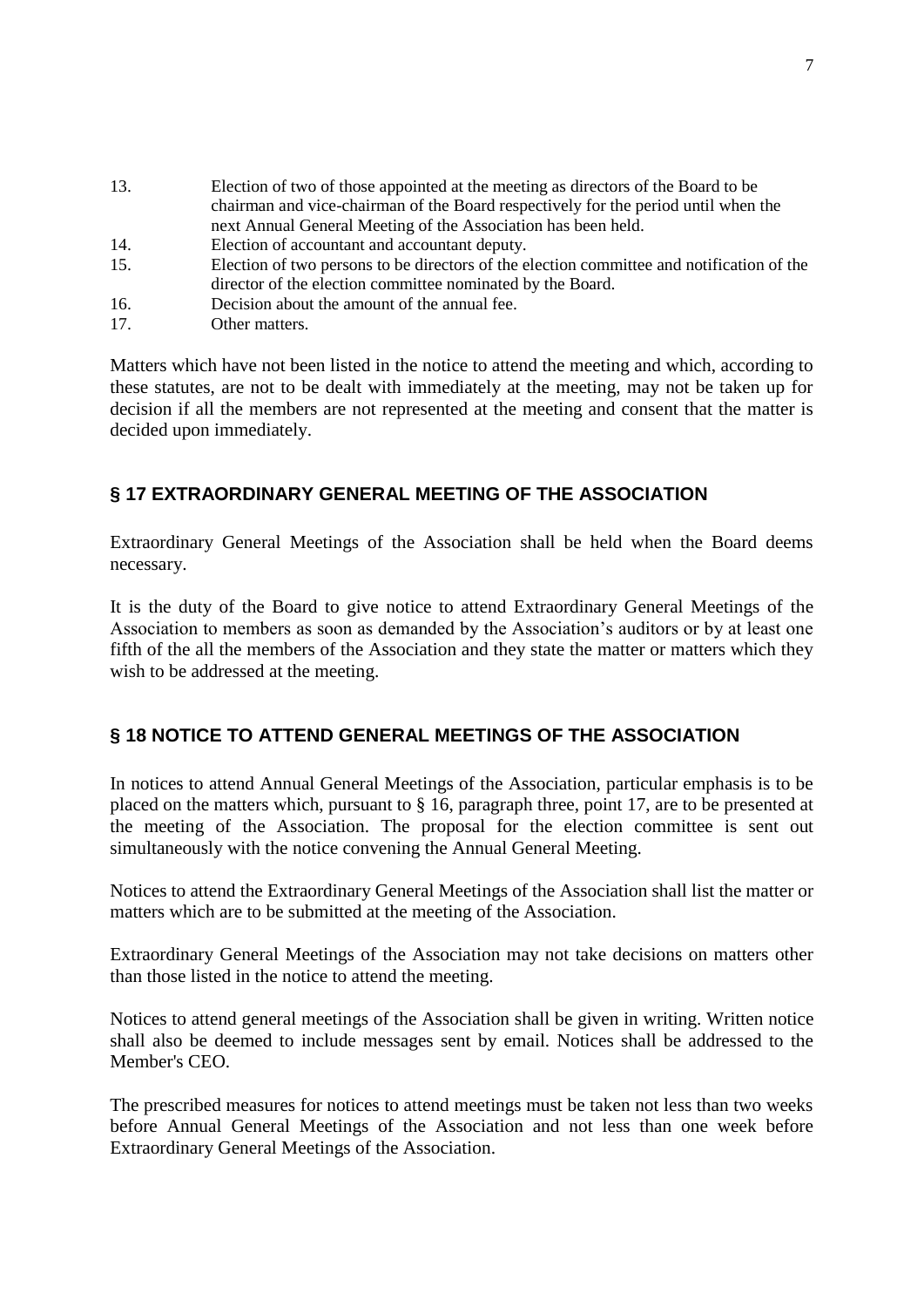13. Election of two of those appointed at the meeting as directors of the Board to be chairman and vice-chairman of the Board respectively for the period until when the next Annual General Meeting of the Association has been held.
14. Election of accountant and accountant deputy.
15. Election of two persons to be directors of the election committee and notification of the director of the election committee nominated by the Board.
16. Decision about the amount of the annual fee.
17. Other matters.

Matters which have not been listed in the notice to attend the meeting and which, according to these statutes, are not to be dealt with immediately at the meeting, may not be taken up for decision if all the members are not represented at the meeting and consent that the matter is decided upon immediately.

## § 17 EXTRAORDINARY GENERAL MEETING OF THE ASSOCIATION

Extraordinary General Meetings of the Association shall be held when the Board deems necessary.

It is the duty of the Board to give notice to attend Extraordinary General Meetings of the Association to members as soon as demanded by the Association's auditors or by at least one fifth of the all the members of the Association and they state the matter or matters which they wish to be addressed at the meeting.

## § 18 NOTICE TO ATTEND GENERAL MEETINGS OF THE ASSOCIATION

In notices to attend Annual General Meetings of the Association, particular emphasis is to be placed on the matters which, pursuant to § 16, paragraph three, point 17, are to be presented at the meeting of the Association. The proposal for the election committee is sent out simultaneously with the notice convening the Annual General Meeting.

Notices to attend the Extraordinary General Meetings of the Association shall list the matter or matters which are to be submitted at the meeting of the Association.

Extraordinary General Meetings of the Association may not take decisions on matters other than those listed in the notice to attend the meeting.

Notices to attend general meetings of the Association shall be given in writing. Written notice shall also be deemed to include messages sent by email. Notices shall be addressed to the Member's CEO.

The prescribed measures for notices to attend meetings must be taken not less than two weeks before Annual General Meetings of the Association and not less than one week before Extraordinary General Meetings of the Association.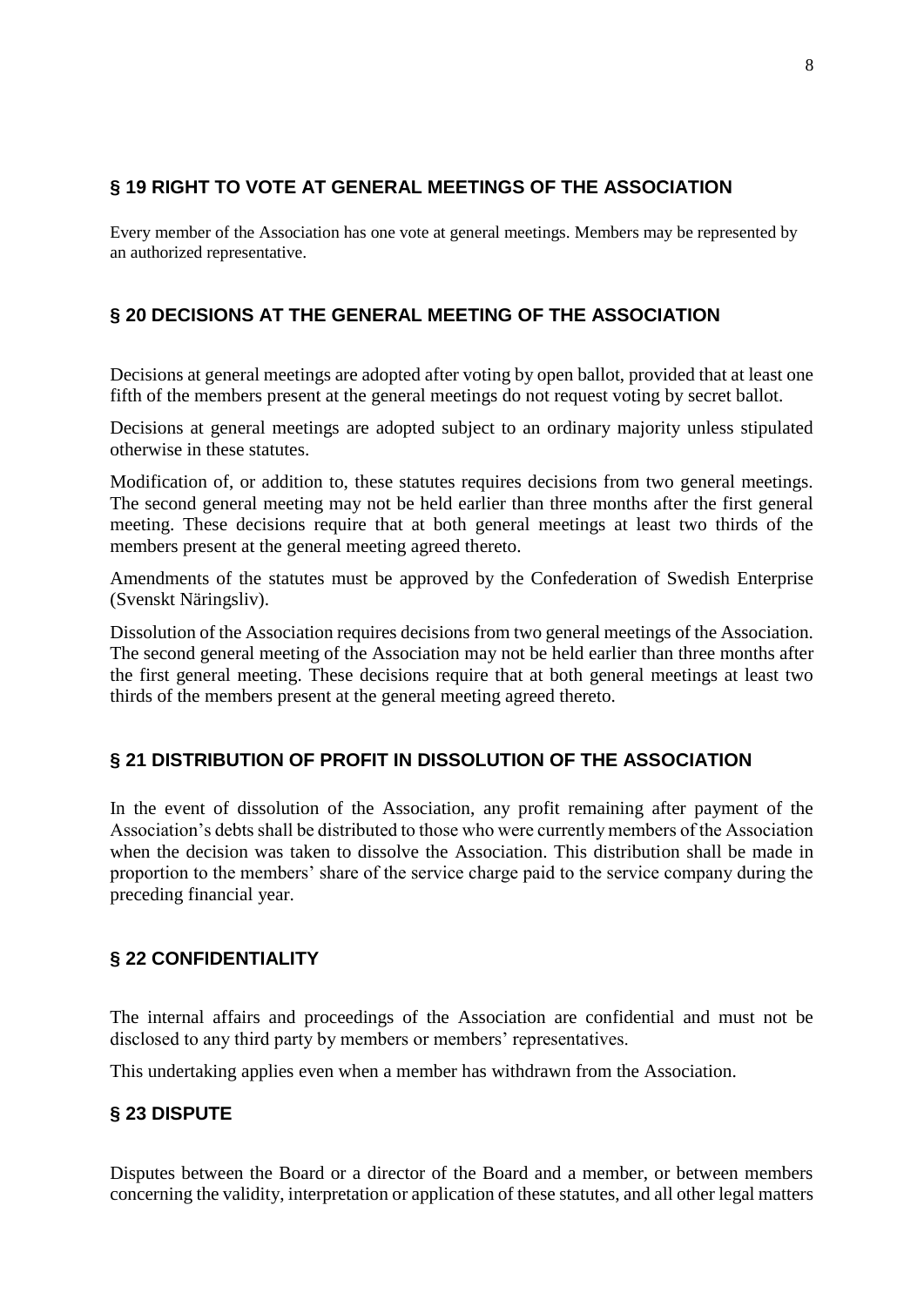## § 19 RIGHT TO VOTE AT GENERAL MEETINGS OF THE ASSOCIATION

Every member of the Association has one vote at general meetings. Members may be represented by an authorized representative.

## § 20 DECISIONS AT THE GENERAL MEETING OF THE ASSOCIATION

Decisions at general meetings are adopted after voting by open ballot, provided that at least one fifth of the members present at the general meetings do not request voting by secret ballot.

Decisions at general meetings are adopted subject to an ordinary majority unless stipulated otherwise in these statutes.

Modification of, or addition to, these statutes requires decisions from two general meetings. The second general meeting may not be held earlier than three months after the first general meeting. These decisions require that at both general meetings at least two thirds of the members present at the general meeting agreed thereto.

Amendments of the statutes must be approved by the Confederation of Swedish Enterprise (Svenskt Näringsliv).

Dissolution of the Association requires decisions from two general meetings of the Association. The second general meeting of the Association may not be held earlier than three months after the first general meeting. These decisions require that at both general meetings at least two thirds of the members present at the general meeting agreed thereto.

## § 21 DISTRIBUTION OF PROFIT IN DISSOLUTION OF THE ASSOCIATION

In the event of dissolution of the Association, any profit remaining after payment of the Association's debts shall be distributed to those who were currently members of the Association when the decision was taken to dissolve the Association. This distribution shall be made in proportion to the members' share of the service charge paid to the service company during the preceding financial year.

## § 22 CONFIDENTIALITY

The internal affairs and proceedings of the Association are confidential and must not be disclosed to any third party by members or members' representatives.

This undertaking applies even when a member has withdrawn from the Association.

## § 23 DISPUTE

Disputes between the Board or a director of the Board and a member, or between members concerning the validity, interpretation or application of these statutes, and all other legal matters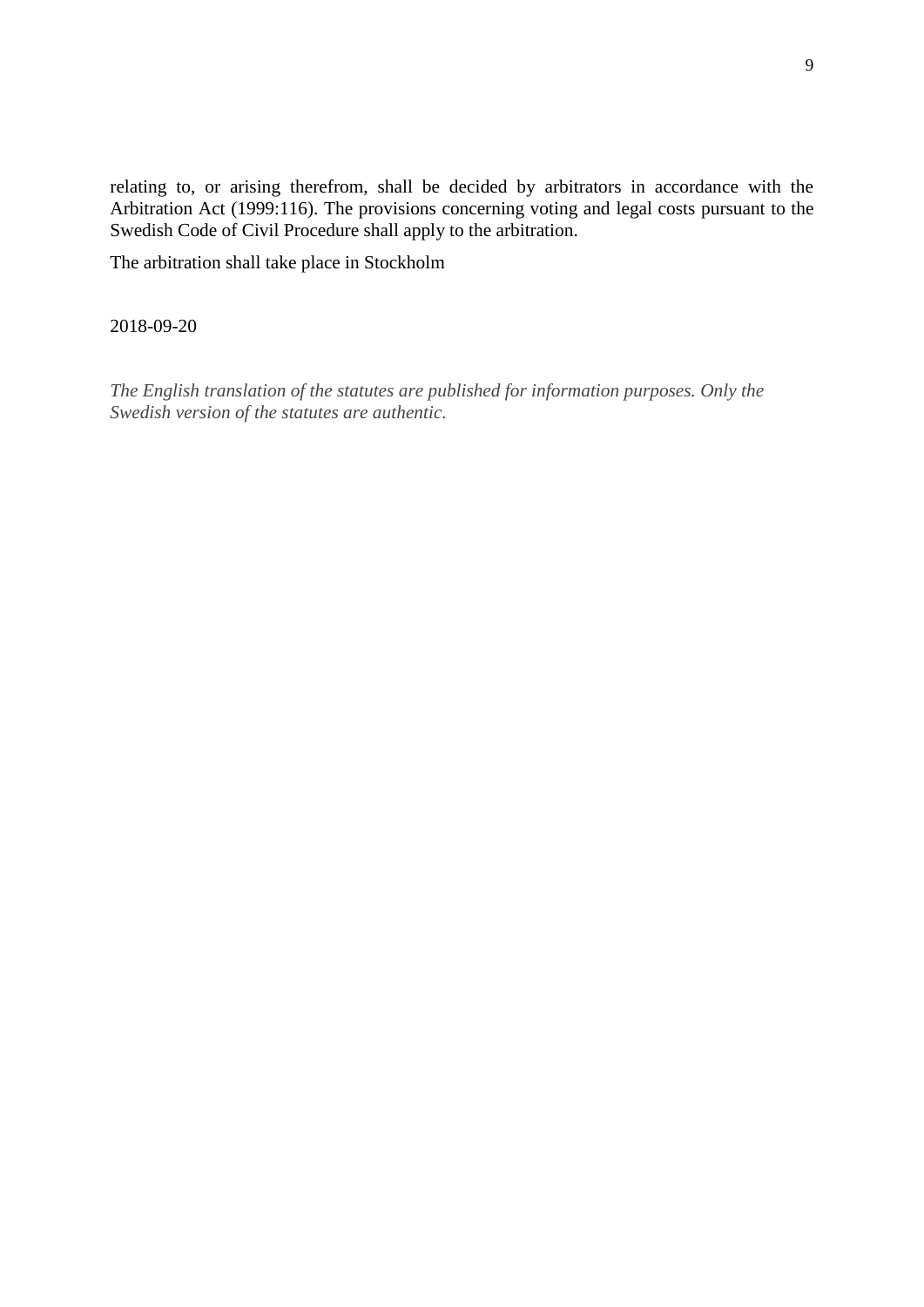relating to, or arising therefrom, shall be decided by arbitrators in accordance with the Arbitration Act (1999:116). The provisions concerning voting and legal costs pursuant to the Swedish Code of Civil Procedure shall apply to the arbitration.

The arbitration shall take place in Stockholm

2018-09-20

*The English translation of the statutes are published for information purposes. Only the Swedish version of the statutes are authentic.*